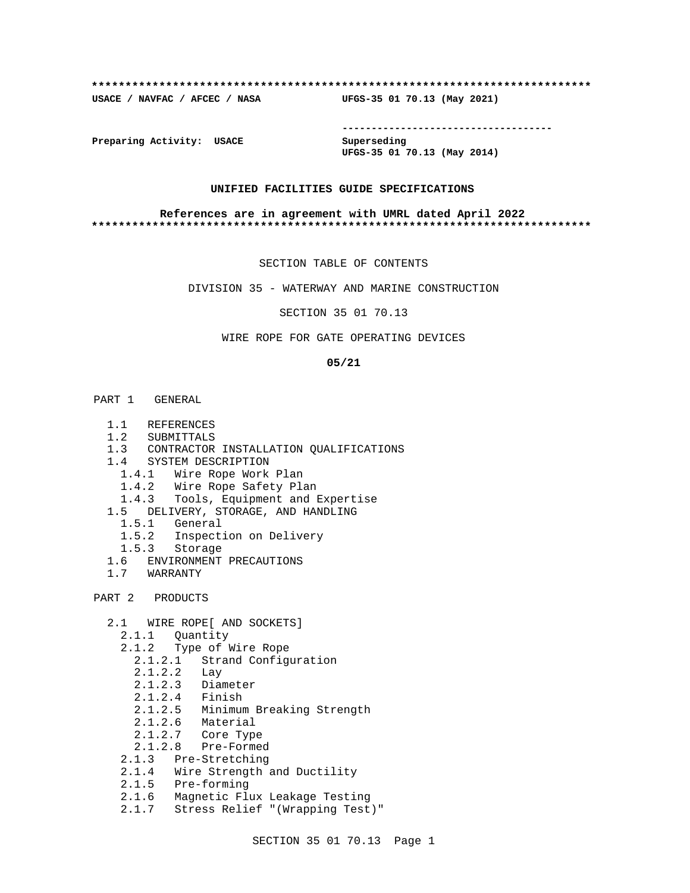**************************************************************************

**USACE / NAVFAC / AFCEC / NASA UFGS-35 01 70.13 (May 2021)**

-----------------------------------

**Preparing Activity: USACE** **Superseding**
**UFGS-35 01 70.13 (May 2014)**

**UNIFIED FACILITIES GUIDE SPECIFICATIONS**

**References are in agreement with UMRL dated April 2022**

**************************************************************************

SECTION TABLE OF CONTENTS

DIVISION 35 - WATERWAY AND MARINE CONSTRUCTION

SECTION 35 01 70.13

WIRE ROPE FOR GATE OPERATING DEVICES

**05/21**

PART 1 GENERAL

- 1.1 REFERENCES
- 1.2 SUBMITTALS
- 1.3 CONTRACTOR INSTALLATION QUALIFICATIONS
- 1.4 SYSTEM DESCRIPTION
  - 1.4.1 Wire Rope Work Plan
  - 1.4.2 Wire Rope Safety Plan
  - 1.4.3 Tools, Equipment and Expertise
- 1.5 DELIVERY, STORAGE, AND HANDLING
  - 1.5.1 General
  - 1.5.2 Inspection on Delivery
  - 1.5.3 Storage
- 1.6 ENVIRONMENT PRECAUTIONS
- 1.7 WARRANTY

PART 2 PRODUCTS

- 2.1 WIRE ROPE[ AND SOCKETS]
  - 2.1.1 Quantity
  - 2.1.2 Type of Wire Rope
    - 2.1.2.1 Strand Configuration
    - 2.1.2.2 Lay
    - 2.1.2.3 Diameter
    - 2.1.2.4 Finish
    - 2.1.2.5 Minimum Breaking Strength
    - 2.1.2.6 Material
    - 2.1.2.7 Core Type
    - 2.1.2.8 Pre-Formed
  - 2.1.3 Pre-Stretching
  - 2.1.4 Wire Strength and Ductility
  - 2.1.5 Pre-forming
  - 2.1.6 Magnetic Flux Leakage Testing
  - 2.1.7 Stress Relief "(Wrapping Test)"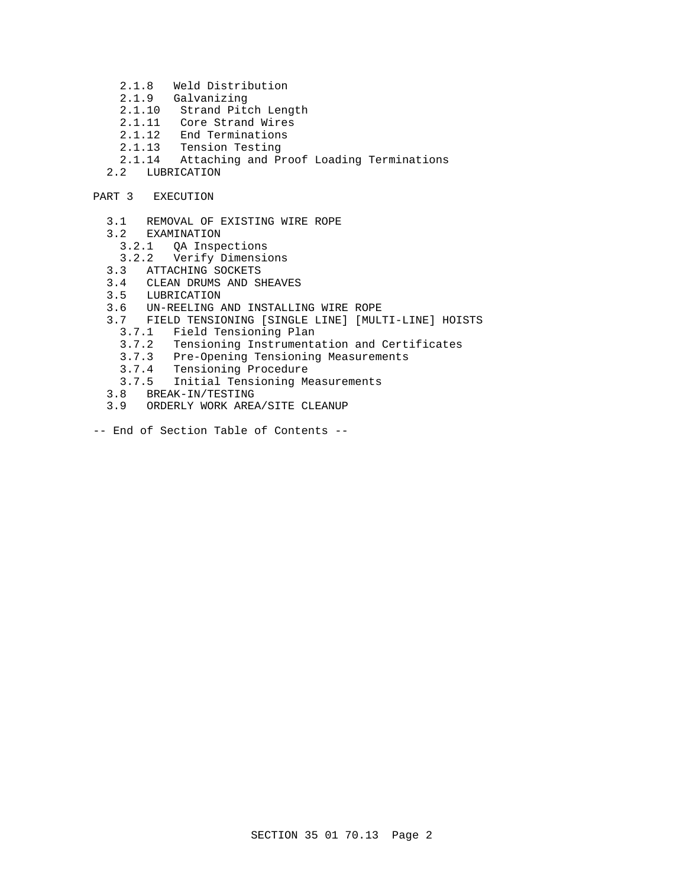2.1.8 Weld Distribution
2.1.9 Galvanizing
2.1.10 Strand Pitch Length
2.1.11 Core Strand Wires
2.1.12 End Terminations
2.1.13 Tension Testing
2.1.14 Attaching and Proof Loading Terminations

2.2 LUBRICATION

PART 3 EXECUTION

3.1 REMOVAL OF EXISTING WIRE ROPE

3.2 EXAMINATION

3.2.1 QA Inspections
3.2.2 Verify Dimensions

3.3 ATTACHING SOCKETS

3.4 CLEAN DRUMS AND SHEAVES

3.5 LUBRICATION

3.6 UN-REELING AND INSTALLING WIRE ROPE

3.7 FIELD TENSIONING [SINGLE LINE] [MULTI-LINE] HOISTS

3.7.1 Field Tensioning Plan
3.7.2 Tensioning Instrumentation and Certificates
3.7.3 Pre-Opening Tensioning Measurements
3.7.4 Tensioning Procedure
3.7.5 Initial Tensioning Measurements

3.8 BREAK-IN/TESTING

3.9 ORDERLY WORK AREA/SITE CLEANUP

-- End of Section Table of Contents --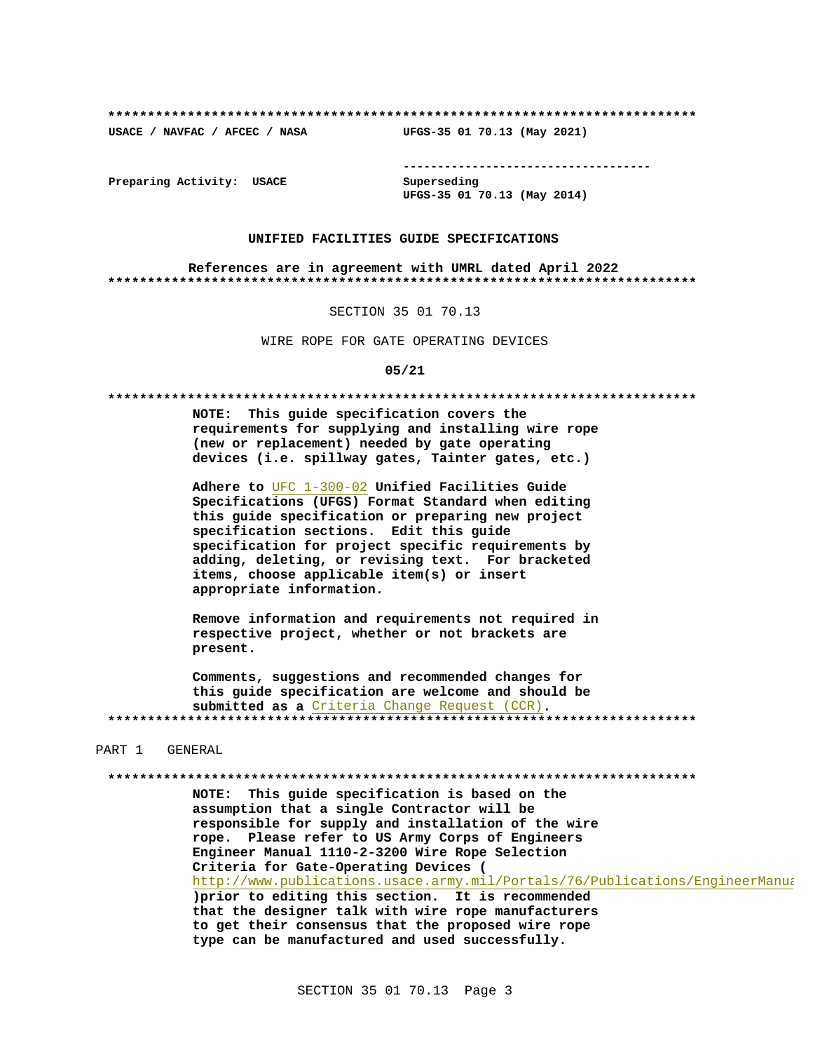**************************************************************************
USACE / NAVFAC / AFCEC / NASA UFGS-35 01 70.13 (May 2021)

-----------------------------------

Preparing Activity: USACE Superseding
UFGS-35 01 70.13 (May 2014)

**UNIFIED FACILITIES GUIDE SPECIFICATIONS**

**References are in agreement with UMRL dated April 2022**
**************************************************************************

SECTION 35 01 70.13

WIRE ROPE FOR GATE OPERATING DEVICES

**05/21**

**************************************************************************
**NOTE: This guide specification covers the requirements for supplying and installing wire rope (new or replacement) needed by gate operating devices (i.e. spillway gates, Tainter gates, etc.)**

**Adhere to** UFC 1-300-02 **Unified Facilities Guide Specifications (UFGS) Format Standard when editing this guide specification or preparing new project specification sections. Edit this guide specification for project specific requirements by adding, deleting, or revising text. For bracketed items, choose applicable item(s) or insert appropriate information.**

**Remove information and requirements not required in respective project, whether or not brackets are present.**

**Comments, suggestions and recommended changes for this guide specification are welcome and should be submitted as a** Criteria Change Request (CCR)**.**
**************************************************************************

PART 1 GENERAL

**************************************************************************
**NOTE: This guide specification is based on the assumption that a single Contractor will be responsible for supply and installation of the wire rope. Please refer to US Army Corps of Engineers Engineer Manual 1110-2-3200 Wire Rope Selection Criteria for Gate-Operating Devices (**
http://www.publications.usace.army.mil/Portals/76/Publications/EngineerManua
**)prior to editing this section. It is recommended that the designer talk with wire rope manufacturers to get their consensus that the proposed wire rope type can be manufactured and used successfully.**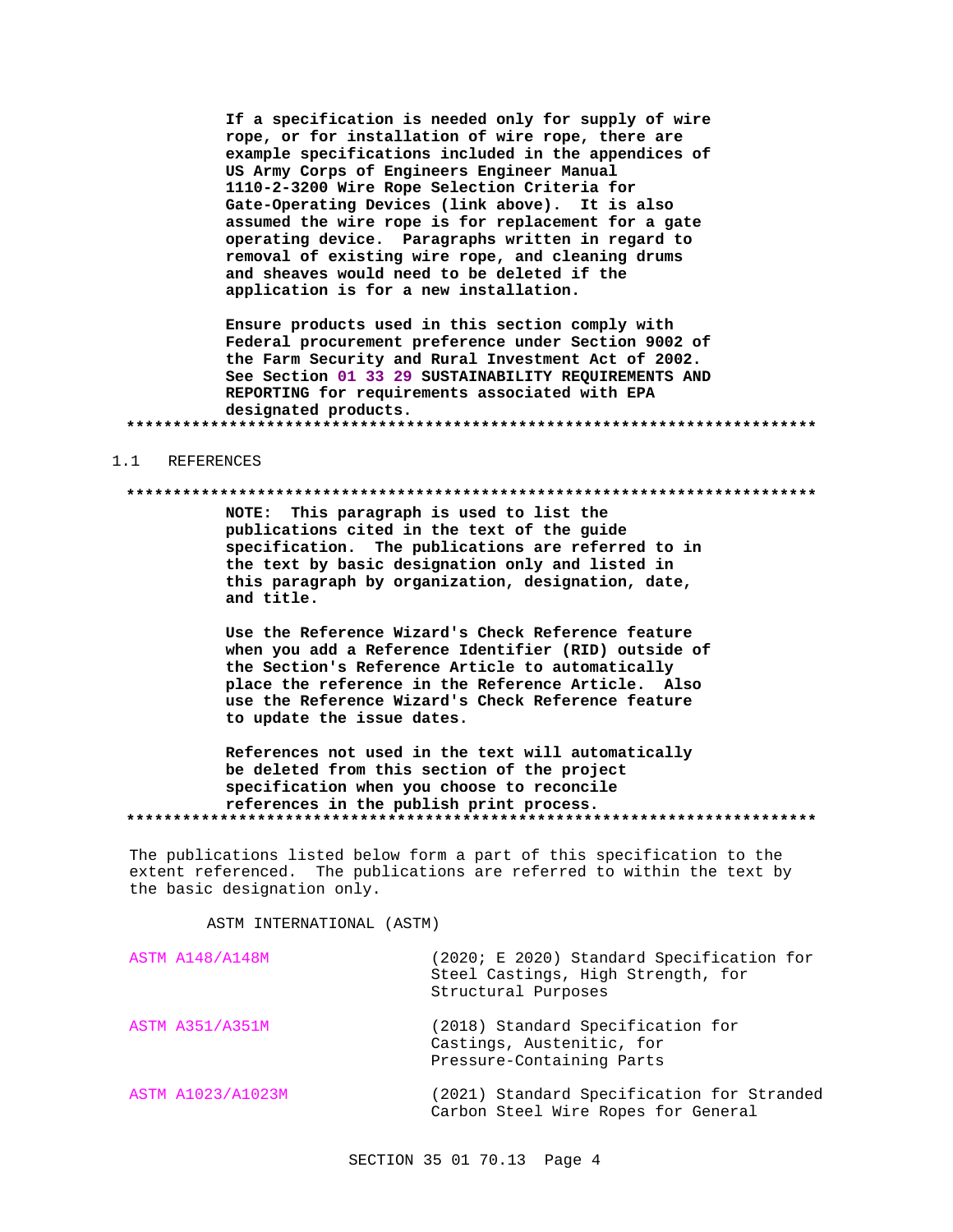**If a specification is needed only for supply of wire rope, or for installation of wire rope, there are example specifications included in the appendices of US Army Corps of Engineers Engineer Manual 1110-2-3200 Wire Rope Selection Criteria for Gate-Operating Devices (link above). It is also assumed the wire rope is for replacement for a gate operating device. Paragraphs written in regard to removal of existing wire rope, and cleaning drums and sheaves would need to be deleted if the application is for a new installation.**

**Ensure products used in this section comply with Federal procurement preference under Section 9002 of the Farm Security and Rural Investment Act of 2002. See Section 01 33 29 SUSTAINABILITY REQUIREMENTS AND REPORTING for requirements associated with EPA designated products.**

**************************************************************************

## 1.1 REFERENCES

**************************************************************************

**NOTE: This paragraph is used to list the publications cited in the text of the guide specification. The publications are referred to in the text by basic designation only and listed in this paragraph by organization, designation, date, and title.**

**Use the Reference Wizard's Check Reference feature when you add a Reference Identifier (RID) outside of the Section's Reference Article to automatically place the reference in the Reference Article. Also use the Reference Wizard's Check Reference feature to update the issue dates.**

**References not used in the text will automatically be deleted from this section of the project specification when you choose to reconcile references in the publish print process.**

**************************************************************************

The publications listed below form a part of this specification to the extent referenced. The publications are referred to within the text by the basic designation only.

ASTM INTERNATIONAL (ASTM)

| | |
|---|---|
| ASTM A148/A148M | (2020; E 2020) Standard Specification for Steel Castings, High Strength, for Structural Purposes |
| ASTM A351/A351M | (2018) Standard Specification for Castings, Austenitic, for Pressure-Containing Parts |
| ASTM A1023/A1023M | (2021) Standard Specification for Stranded Carbon Steel Wire Ropes for General |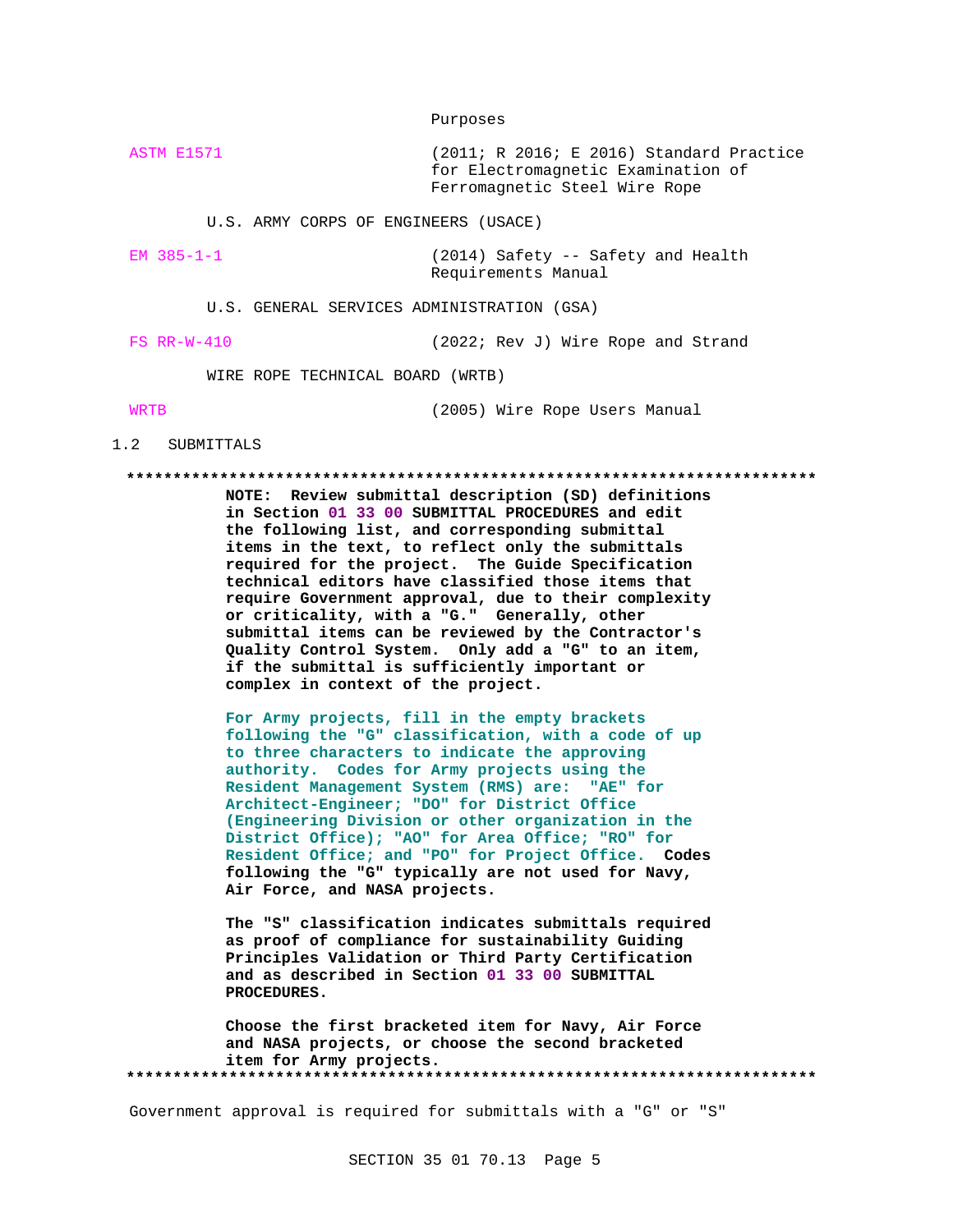Purposes

ASTM E1571 (2011; R 2016; E 2016) Standard Practice for Electromagnetic Examination of Ferromagnetic Steel Wire Rope

U.S. ARMY CORPS OF ENGINEERS (USACE)

EM 385-1-1 (2014) Safety -- Safety and Health Requirements Manual

U.S. GENERAL SERVICES ADMINISTRATION (GSA)

FS RR-W-410 (2022; Rev J) Wire Rope and Strand

WIRE ROPE TECHNICAL BOARD (WRTB)

WRTB (2005) Wire Rope Users Manual

## 1.2 SUBMITTALS

**************************************************************************

**NOTE: Review submittal description (SD) definitions in Section 01 33 00 SUBMITTAL PROCEDURES and edit the following list, and corresponding submittal items in the text, to reflect only the submittals required for the project. The Guide Specification technical editors have classified those items that require Government approval, due to their complexity or criticality, with a "G." Generally, other submittal items can be reviewed by the Contractor's Quality Control System. Only add a "G" to an item, if the submittal is sufficiently important or complex in context of the project.**

**For Army projects, fill in the empty brackets following the "G" classification, with a code of up to three characters to indicate the approving authority. Codes for Army projects using the Resident Management System (RMS) are: "AE" for Architect-Engineer; "DO" for District Office (Engineering Division or other organization in the District Office); "AO" for Area Office; "RO" for Resident Office; and "PO" for Project Office. Codes following the "G" typically are not used for Navy, Air Force, and NASA projects.**

**The "S" classification indicates submittals required as proof of compliance for sustainability Guiding Principles Validation or Third Party Certification and as described in Section 01 33 00 SUBMITTAL PROCEDURES.**

**Choose the first bracketed item for Navy, Air Force and NASA projects, or choose the second bracketed item for Army projects.**

**************************************************************************

Government approval is required for submittals with a "G" or "S"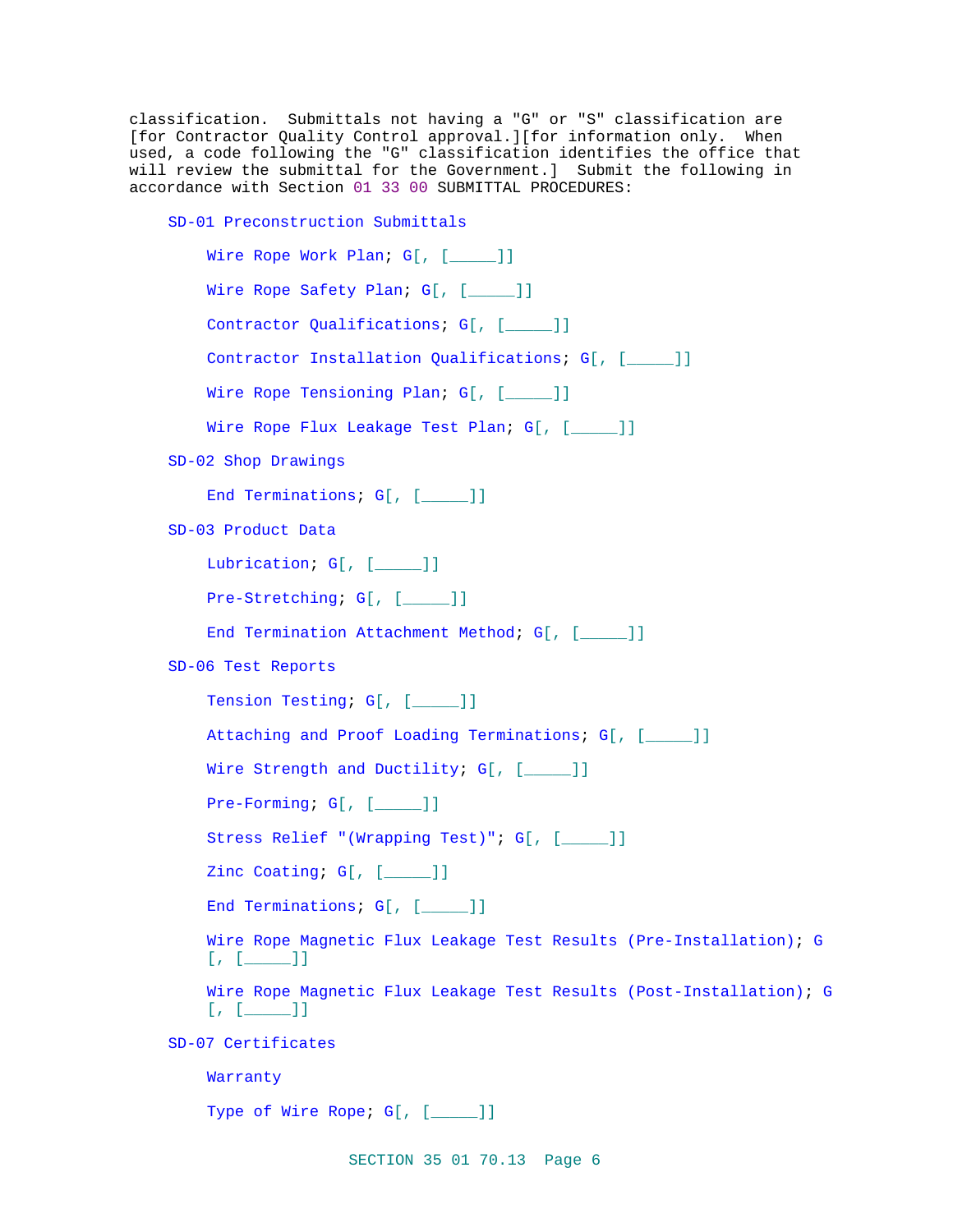classification. Submittals not having a "G" or "S" classification are [for Contractor Quality Control approval.][for information only. When used, a code following the "G" classification identifies the office that will review the submittal for the Government.] Submit the following in accordance with Section 01 33 00 SUBMITTAL PROCEDURES:

SD-01 Preconstruction Submittals

Wire Rope Work Plan; G[, [_____]]

Wire Rope Safety Plan; G[, [_____]]

Contractor Qualifications; G[, [_____]]

Contractor Installation Qualifications; G[, [_____]]

Wire Rope Tensioning Plan; G[, [_____]]

Wire Rope Flux Leakage Test Plan; G[, [_____]]

SD-02 Shop Drawings

End Terminations; G[, [_____]]

SD-03 Product Data

Lubrication; G[, [_____]]

Pre-Stretching; G[, [_____]]

End Termination Attachment Method; G[, [_____]]

SD-06 Test Reports

Tension Testing; G[, [_____]]

Attaching and Proof Loading Terminations; G[, [_____]]

Wire Strength and Ductility; G[, [_____]]

Pre-Forming; G[, [_____]]

Stress Relief "(Wrapping Test)"; G[, [_____]]

Zinc Coating; G[, [_____]]

End Terminations; G[, [_____]]

Wire Rope Magnetic Flux Leakage Test Results (Pre-Installation); G [, [_____]]

Wire Rope Magnetic Flux Leakage Test Results (Post-Installation); G [, [_____]]

SD-07 Certificates

Warranty

Type of Wire Rope; G[, [_____]]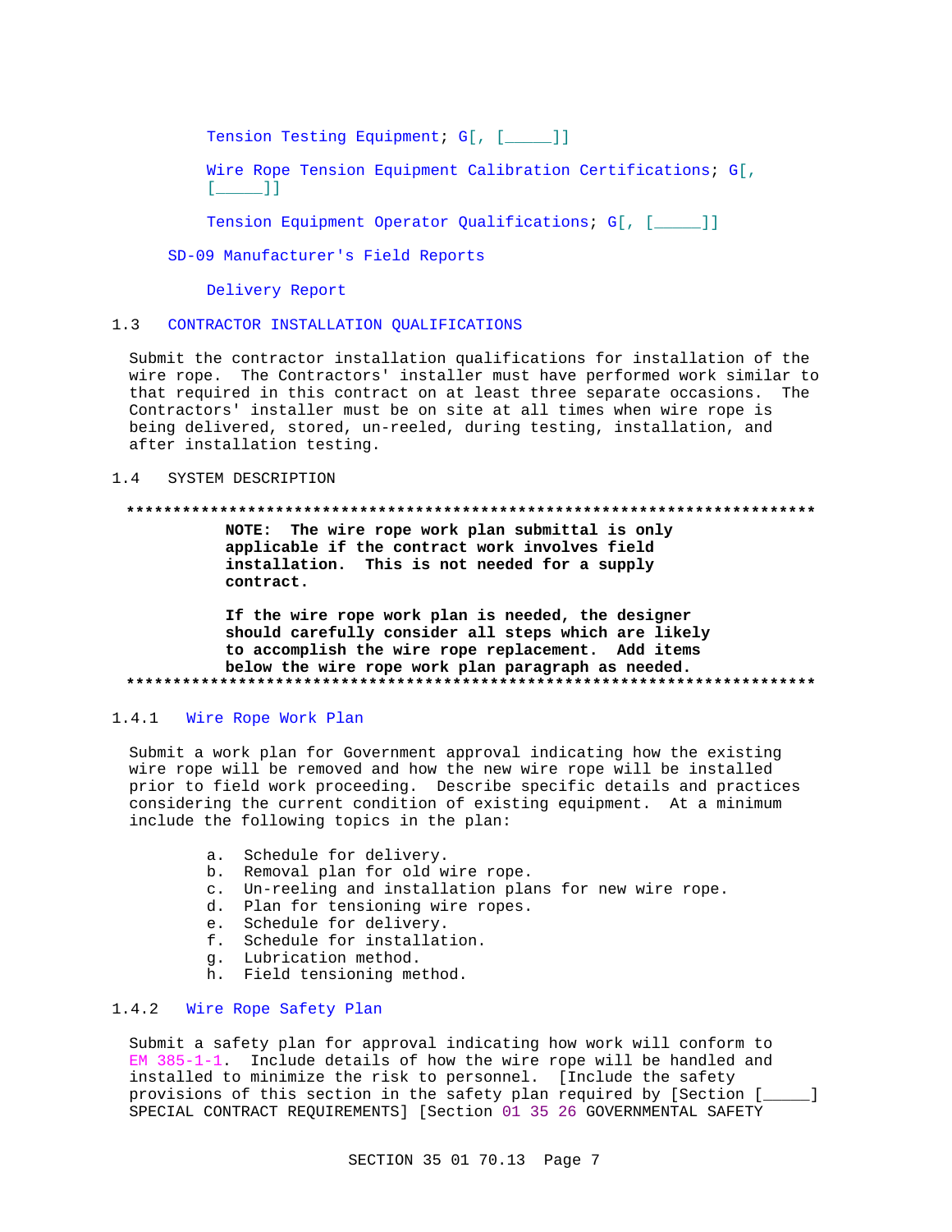Tension Testing Equipment; G[, [_____]]

Wire Rope Tension Equipment Calibration Certifications; G[, [_____]]

Tension Equipment Operator Qualifications; G[, [_____]]

SD-09 Manufacturer's Field Reports

Delivery Report

## 1.3 CONTRACTOR INSTALLATION QUALIFICATIONS

Submit the contractor installation qualifications for installation of the wire rope. The Contractors' installer must have performed work similar to that required in this contract on at least three separate occasions. The Contractors' installer must be on site at all times when wire rope is being delivered, stored, un-reeled, during testing, installation, and after installation testing.

## 1.4 SYSTEM DESCRIPTION

**************************************************************************

**NOTE: The wire rope work plan submittal is only applicable if the contract work involves field installation. This is not needed for a supply contract.**

**If the wire rope work plan is needed, the designer should carefully consider all steps which are likely to accomplish the wire rope replacement. Add items below the wire rope work plan paragraph as needed.**

**************************************************************************

### 1.4.1 Wire Rope Work Plan

Submit a work plan for Government approval indicating how the existing wire rope will be removed and how the new wire rope will be installed prior to field work proceeding. Describe specific details and practices considering the current condition of existing equipment. At a minimum include the following topics in the plan:

a. Schedule for delivery.
b. Removal plan for old wire rope.
c. Un-reeling and installation plans for new wire rope.
d. Plan for tensioning wire ropes.
e. Schedule for delivery.
f. Schedule for installation.
g. Lubrication method.
h. Field tensioning method.

### 1.4.2 Wire Rope Safety Plan

Submit a safety plan for approval indicating how work will conform to EM 385-1-1. Include details of how the wire rope will be handled and installed to minimize the risk to personnel. [Include the safety provisions of this section in the safety plan required by [Section [_____] SPECIAL CONTRACT REQUIREMENTS] [Section 01 35 26 GOVERNMENTAL SAFETY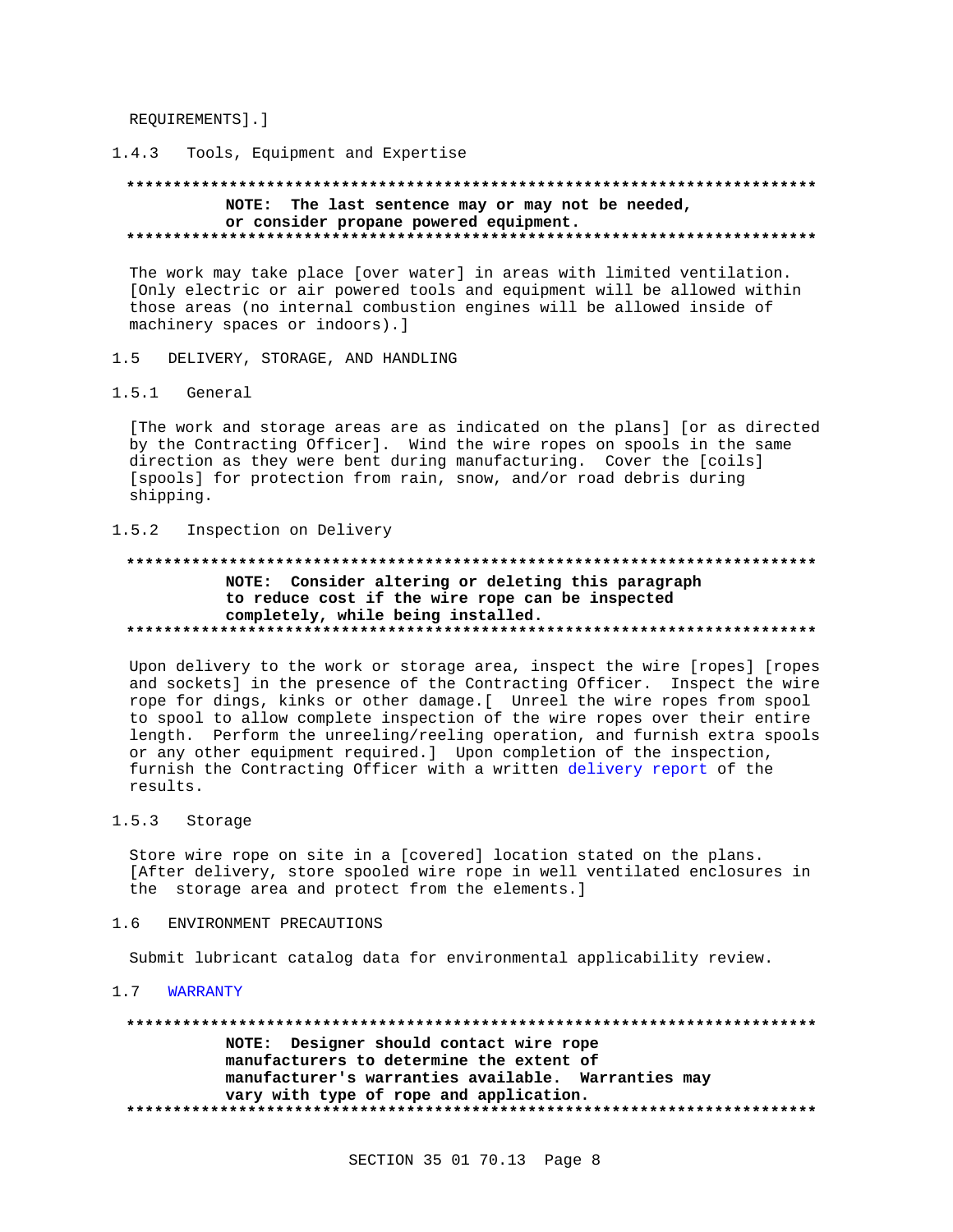REQUIREMENTS].]

### 1.4.3 Tools, Equipment and Expertise

**************************************************************************

**NOTE: The last sentence may or may not be needed, or consider propane powered equipment.**

**************************************************************************

The work may take place [over water] in areas with limited ventilation. [Only electric or air powered tools and equipment will be allowed within those areas (no internal combustion engines will be allowed inside of machinery spaces or indoors).]

## 1.5 DELIVERY, STORAGE, AND HANDLING

### 1.5.1 General

[The work and storage areas are as indicated on the plans] [or as directed by the Contracting Officer]. Wind the wire ropes on spools in the same direction as they were bent during manufacturing. Cover the [coils] [spools] for protection from rain, snow, and/or road debris during shipping.

### 1.5.2 Inspection on Delivery

**************************************************************************

**NOTE: Consider altering or deleting this paragraph to reduce cost if the wire rope can be inspected completely, while being installed.**

**************************************************************************

Upon delivery to the work or storage area, inspect the wire [ropes] [ropes and sockets] in the presence of the Contracting Officer. Inspect the wire rope for dings, kinks or other damage.[ Unreel the wire ropes from spool to spool to allow complete inspection of the wire ropes over their entire length. Perform the unreeling/reeling operation, and furnish extra spools or any other equipment required.] Upon completion of the inspection, furnish the Contracting Officer with a written delivery report of the results.

### 1.5.3 Storage

Store wire rope on site in a [covered] location stated on the plans. [After delivery, store spooled wire rope in well ventilated enclosures in the storage area and protect from the elements.]

## 1.6 ENVIRONMENT PRECAUTIONS

Submit lubricant catalog data for environmental applicability review.

## 1.7 WARRANTY

**************************************************************************

**NOTE: Designer should contact wire rope manufacturers to determine the extent of manufacturer's warranties available. Warranties may vary with type of rope and application.**

**************************************************************************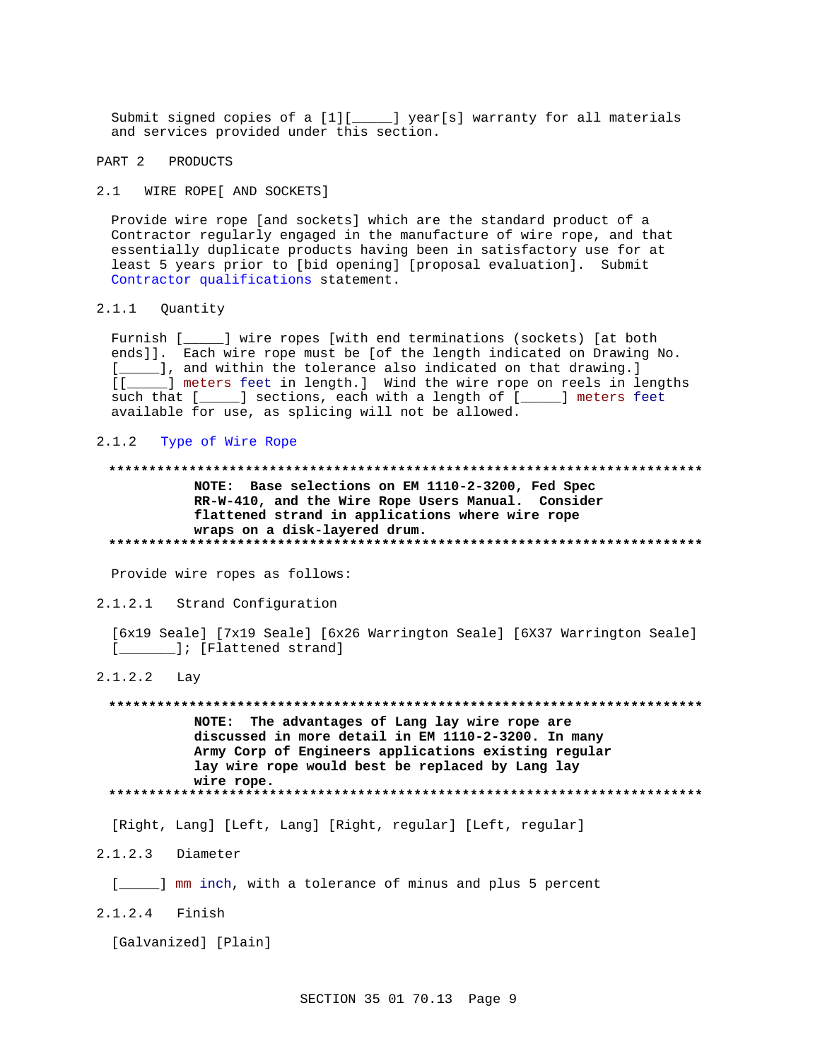Submit signed copies of a [1][_____] year[s] warranty for all materials and services provided under this section.

## PART 2 PRODUCTS

### 2.1 WIRE ROPE[ AND SOCKETS]

Provide wire rope [and sockets] which are the standard product of a Contractor regularly engaged in the manufacture of wire rope, and that essentially duplicate products having been in satisfactory use for at least 5 years prior to [bid opening] [proposal evaluation]. Submit Contractor qualifications statement.

#### 2.1.1 Quantity

Furnish [_____] wire ropes [with end terminations (sockets) [at both ends]]. Each wire rope must be [of the length indicated on Drawing No. [_____], and within the tolerance also indicated on that drawing.] [[_____] meters feet in length.] Wind the wire rope on reels in lengths such that [_____] sections, each with a length of [_____] meters feet available for use, as splicing will not be allowed.

#### 2.1.2 Type of Wire Rope

**************************************************************************

**NOTE: Base selections on EM 1110-2-3200, Fed Spec RR-W-410, and the Wire Rope Users Manual. Consider flattened strand in applications where wire rope wraps on a disk-layered drum.**

**************************************************************************

Provide wire ropes as follows:

##### 2.1.2.1 Strand Configuration

[6x19 Seale] [7x19 Seale] [6x26 Warrington Seale] [6X37 Warrington Seale] [_______]; [Flattened strand]

##### 2.1.2.2 Lay

**************************************************************************

**NOTE: The advantages of Lang lay wire rope are discussed in more detail in EM 1110-2-3200. In many Army Corp of Engineers applications existing regular lay wire rope would best be replaced by Lang lay wire rope.**

**************************************************************************

[Right, Lang] [Left, Lang] [Right, regular] [Left, regular]

##### 2.1.2.3 Diameter

[_____] mm inch, with a tolerance of minus and plus 5 percent

##### 2.1.2.4 Finish

[Galvanized] [Plain]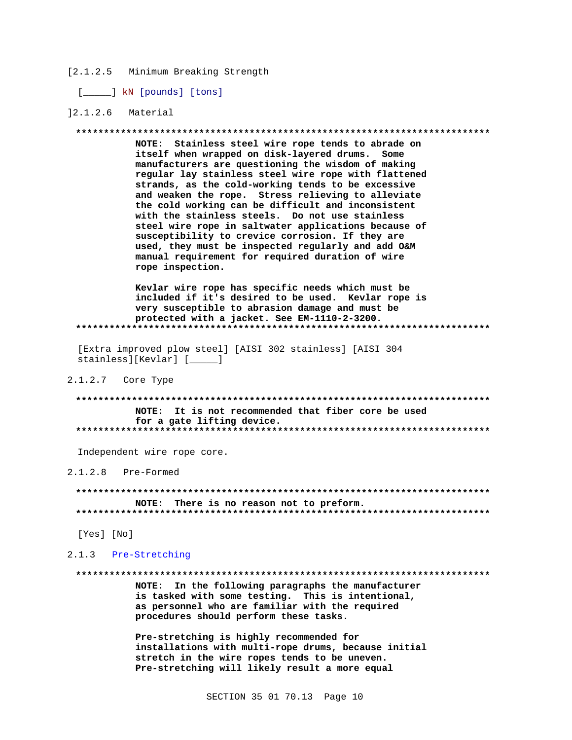[2.1.2.5 Minimum Breaking Strength

[_____] kN [pounds] [tons]

]2.1.2.6 Material

**************************************************************************

**NOTE: Stainless steel wire rope tends to abrade on itself when wrapped on disk-layered drums. Some manufacturers are questioning the wisdom of making regular lay stainless steel wire rope with flattened strands, as the cold-working tends to be excessive and weaken the rope. Stress relieving to alleviate the cold working can be difficult and inconsistent with the stainless steels. Do not use stainless steel wire rope in saltwater applications because of susceptibility to crevice corrosion. If they are used, they must be inspected regularly and add O&M manual requirement for required duration of wire rope inspection.**

**Kevlar wire rope has specific needs which must be included if it's desired to be used. Kevlar rope is very susceptible to abrasion damage and must be protected with a jacket. See EM-1110-2-3200.**

**************************************************************************

[Extra improved plow steel] [AISI 302 stainless] [AISI 304 stainless][Kevlar] [_____]

2.1.2.7 Core Type

**************************************************************************

**NOTE: It is not recommended that fiber core be used for a gate lifting device.**

**************************************************************************

Independent wire rope core.

2.1.2.8 Pre-Formed

**************************************************************************

**NOTE: There is no reason not to preform.**

**************************************************************************

[Yes] [No]

2.1.3 Pre-Stretching

**************************************************************************

**NOTE: In the following paragraphs the manufacturer is tasked with some testing. This is intentional, as personnel who are familiar with the required procedures should perform these tasks.**

**Pre-stretching is highly recommended for installations with multi-rope drums, because initial stretch in the wire ropes tends to be uneven. Pre-stretching will likely result a more equal**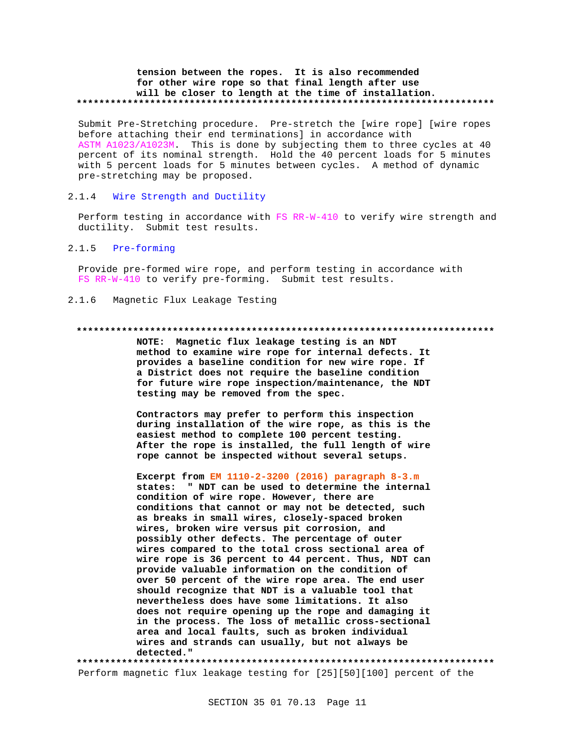**tension between the ropes. It is also recommended for other wire rope so that final length after use will be closer to length at the time of installation.**
**************************************************************************

Submit Pre-Stretching procedure. Pre-stretch the [wire rope] [wire ropes before attaching their end terminations] in accordance with ASTM A1023/A1023M. This is done by subjecting them to three cycles at 40 percent of its nominal strength. Hold the 40 percent loads for 5 minutes with 5 percent loads for 5 minutes between cycles. A method of dynamic pre-stretching may be proposed.

### 2.1.4 Wire Strength and Ductility

Perform testing in accordance with FS RR-W-410 to verify wire strength and ductility. Submit test results.

### 2.1.5 Pre-forming

Provide pre-formed wire rope, and perform testing in accordance with FS RR-W-410 to verify pre-forming. Submit test results.

### 2.1.6 Magnetic Flux Leakage Testing

**************************************************************************
**NOTE: Magnetic flux leakage testing is an NDT method to examine wire rope for internal defects. It provides a baseline condition for new wire rope. If a District does not require the baseline condition for future wire rope inspection/maintenance, the NDT testing may be removed from the spec.**

**Contractors may prefer to perform this inspection during installation of the wire rope, as this is the easiest method to complete 100 percent testing. After the rope is installed, the full length of wire rope cannot be inspected without several setups.**

**Excerpt from EM 1110-2-3200 (2016) paragraph 8-3.m states: " NDT can be used to determine the internal condition of wire rope. However, there are conditions that cannot or may not be detected, such as breaks in small wires, closely-spaced broken wires, broken wire versus pit corrosion, and possibly other defects. The percentage of outer wires compared to the total cross sectional area of wire rope is 36 percent to 44 percent. Thus, NDT can provide valuable information on the condition of over 50 percent of the wire rope area. The end user should recognize that NDT is a valuable tool that nevertheless does have some limitations. It also does not require opening up the rope and damaging it in the process. The loss of metallic cross-sectional area and local faults, such as broken individual wires and strands can usually, but not always be detected."**
**************************************************************************

Perform magnetic flux leakage testing for [25][50][100] percent of the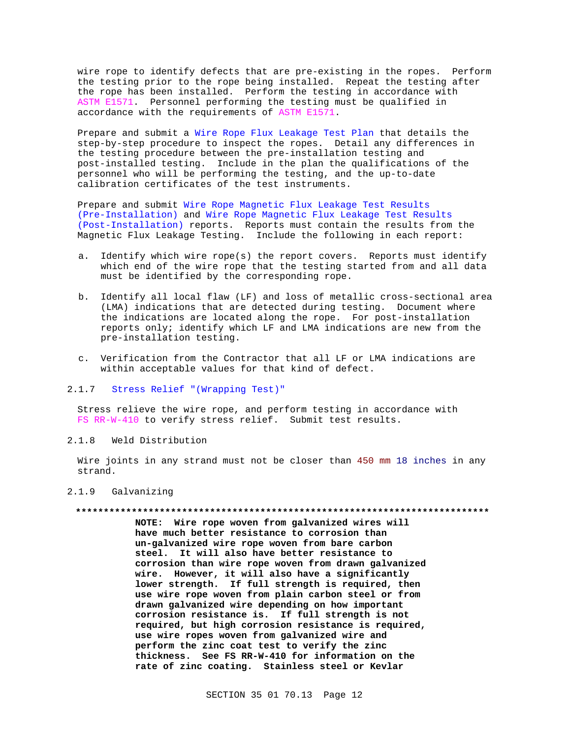wire rope to identify defects that are pre-existing in the ropes. Perform the testing prior to the rope being installed. Repeat the testing after the rope has been installed. Perform the testing in accordance with ASTM E1571. Personnel performing the testing must be qualified in accordance with the requirements of ASTM E1571.

Prepare and submit a Wire Rope Flux Leakage Test Plan that details the step-by-step procedure to inspect the ropes. Detail any differences in the testing procedure between the pre-installation testing and post-installed testing. Include in the plan the qualifications of the personnel who will be performing the testing, and the up-to-date calibration certificates of the test instruments.

Prepare and submit Wire Rope Magnetic Flux Leakage Test Results (Pre-Installation) and Wire Rope Magnetic Flux Leakage Test Results (Post-Installation) reports. Reports must contain the results from the Magnetic Flux Leakage Testing. Include the following in each report:

a. Identify which wire rope(s) the report covers. Reports must identify which end of the wire rope that the testing started from and all data must be identified by the corresponding rope.

b. Identify all local flaw (LF) and loss of metallic cross-sectional area (LMA) indications that are detected during testing. Document where the indications are located along the rope. For post-installation reports only; identify which LF and LMA indications are new from the pre-installation testing.

c. Verification from the Contractor that all LF or LMA indications are within acceptable values for that kind of defect.

### 2.1.7 Stress Relief "(Wrapping Test)"

Stress relieve the wire rope, and perform testing in accordance with FS RR-W-410 to verify stress relief. Submit test results.

### 2.1.8 Weld Distribution

Wire joints in any strand must not be closer than 450 mm 18 inches in any strand.

### 2.1.9 Galvanizing

**************************************************************************

**NOTE: Wire rope woven from galvanized wires will have much better resistance to corrosion than un-galvanized wire rope woven from bare carbon steel. It will also have better resistance to corrosion than wire rope woven from drawn galvanized wire. However, it will also have a significantly lower strength. If full strength is required, then use wire rope woven from plain carbon steel or from drawn galvanized wire depending on how important corrosion resistance is. If full strength is not required, but high corrosion resistance is required, use wire ropes woven from galvanized wire and perform the zinc coat test to verify the zinc thickness. See FS RR-W-410 for information on the rate of zinc coating. Stainless steel or Kevlar**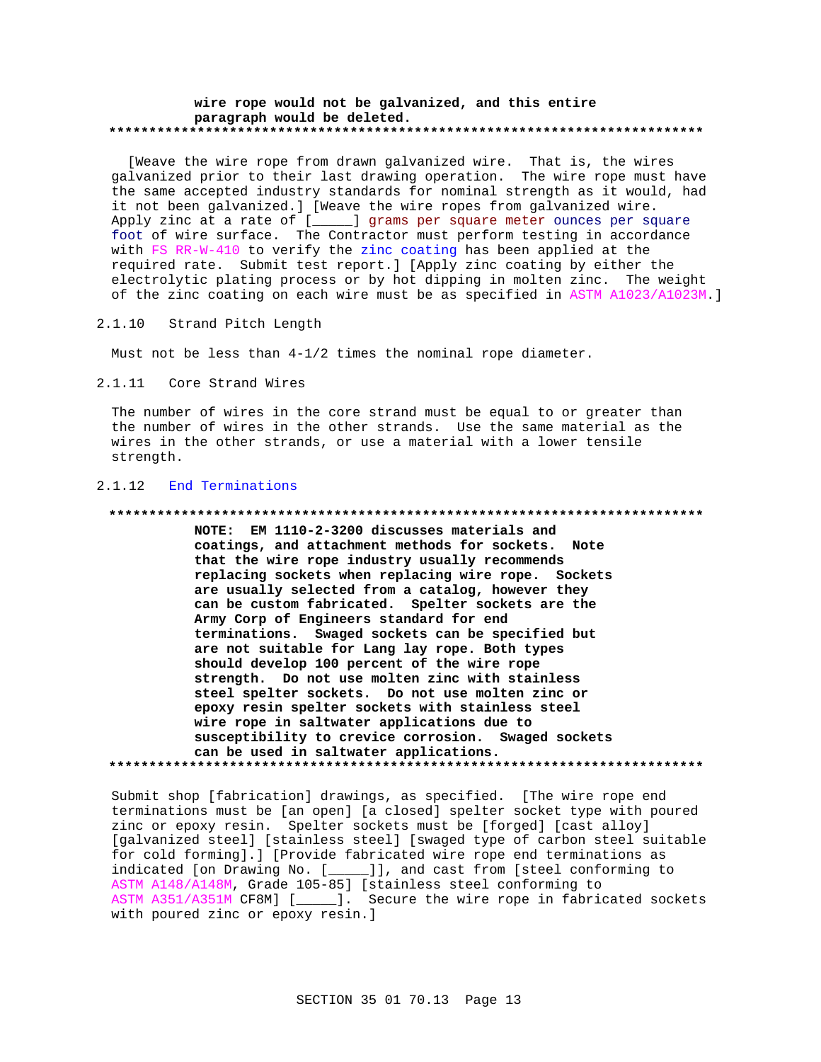**wire rope would not be galvanized, and this entire paragraph would be deleted.**

**************************************************************************

[Weave the wire rope from drawn galvanized wire. That is, the wires galvanized prior to their last drawing operation. The wire rope must have the same accepted industry standards for nominal strength as it would, had it not been galvanized.] [Weave the wire ropes from galvanized wire. Apply zinc at a rate of [_____] grams per square meter ounces per square foot of wire surface. The Contractor must perform testing in accordance with FS RR-W-410 to verify the zinc coating has been applied at the required rate. Submit test report.] [Apply zinc coating by either the electrolytic plating process or by hot dipping in molten zinc. The weight of the zinc coating on each wire must be as specified in ASTM A1023/A1023M.]

### 2.1.10 Strand Pitch Length

Must not be less than 4-1/2 times the nominal rope diameter.

### 2.1.11 Core Strand Wires

The number of wires in the core strand must be equal to or greater than the number of wires in the other strands. Use the same material as the wires in the other strands, or use a material with a lower tensile strength.

### 2.1.12 End Terminations

**************************************************************************

**NOTE: EM 1110-2-3200 discusses materials and coatings, and attachment methods for sockets. Note that the wire rope industry usually recommends replacing sockets when replacing wire rope. Sockets are usually selected from a catalog, however they can be custom fabricated. Spelter sockets are the Army Corp of Engineers standard for end terminations. Swaged sockets can be specified but are not suitable for Lang lay rope. Both types should develop 100 percent of the wire rope strength. Do not use molten zinc with stainless steel spelter sockets. Do not use molten zinc or epoxy resin spelter sockets with stainless steel wire rope in saltwater applications due to susceptibility to crevice corrosion. Swaged sockets can be used in saltwater applications.**

**************************************************************************

Submit shop [fabrication] drawings, as specified. [The wire rope end terminations must be [an open] [a closed] spelter socket type with poured zinc or epoxy resin. Spelter sockets must be [forged] [cast alloy] [galvanized steel] [stainless steel] [swaged type of carbon steel suitable for cold forming].] [Provide fabricated wire rope end terminations as indicated [on Drawing No. [_____]], and cast from [steel conforming to ASTM A148/A148M, Grade 105-85] [stainless steel conforming to ASTM A351/A351M CF8M] [_____]. Secure the wire rope in fabricated sockets with poured zinc or epoxy resin.]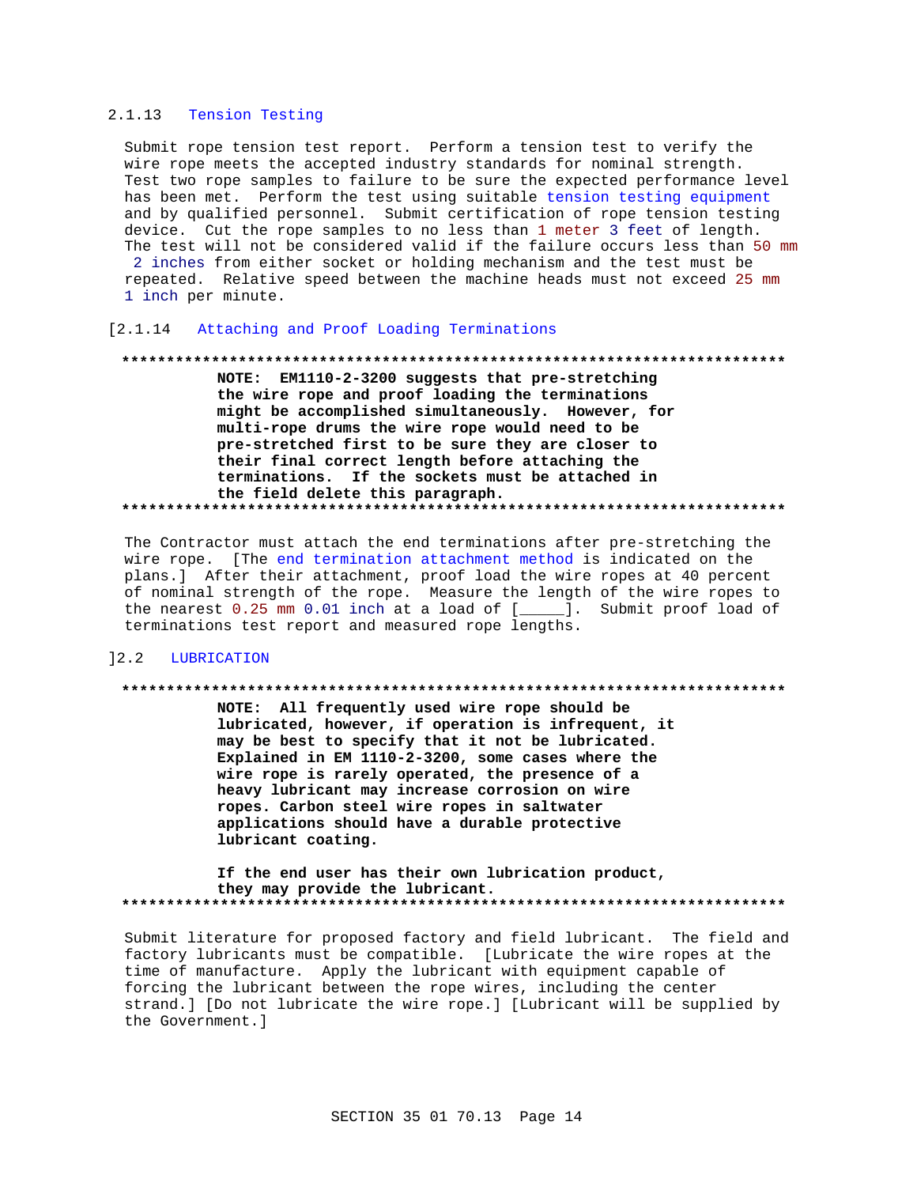### 2.1.13 Tension Testing

Submit rope tension test report. Perform a tension test to verify the wire rope meets the accepted industry standards for nominal strength. Test two rope samples to failure to be sure the expected performance level has been met. Perform the test using suitable tension testing equipment and by qualified personnel. Submit certification of rope tension testing device. Cut the rope samples to no less than 1 meter 3 feet of length. The test will not be considered valid if the failure occurs less than 50 mm 2 inches from either socket or holding mechanism and the test must be repeated. Relative speed between the machine heads must not exceed 25 mm 1 inch per minute.

### [2.1.14 Attaching and Proof Loading Terminations

**************************************************************************

**NOTE: EM1110-2-3200 suggests that pre-stretching the wire rope and proof loading the terminations might be accomplished simultaneously. However, for multi-rope drums the wire rope would need to be pre-stretched first to be sure they are closer to their final correct length before attaching the terminations. If the sockets must be attached in the field delete this paragraph.**

**************************************************************************

The Contractor must attach the end terminations after pre-stretching the wire rope. [The end termination attachment method is indicated on the plans.] After their attachment, proof load the wire ropes at 40 percent of nominal strength of the rope. Measure the length of the wire ropes to the nearest 0.25 mm 0.01 inch at a load of [_____]. Submit proof load of terminations test report and measured rope lengths.

## ]2.2 LUBRICATION

**************************************************************************

**NOTE: All frequently used wire rope should be lubricated, however, if operation is infrequent, it may be best to specify that it not be lubricated. Explained in EM 1110-2-3200, some cases where the wire rope is rarely operated, the presence of a heavy lubricant may increase corrosion on wire ropes. Carbon steel wire ropes in saltwater applications should have a durable protective lubricant coating.**

**If the end user has their own lubrication product, they may provide the lubricant.**

**************************************************************************

Submit literature for proposed factory and field lubricant. The field and factory lubricants must be compatible. [Lubricate the wire ropes at the time of manufacture. Apply the lubricant with equipment capable of forcing the lubricant between the rope wires, including the center strand.] [Do not lubricate the wire rope.] [Lubricant will be supplied by the Government.]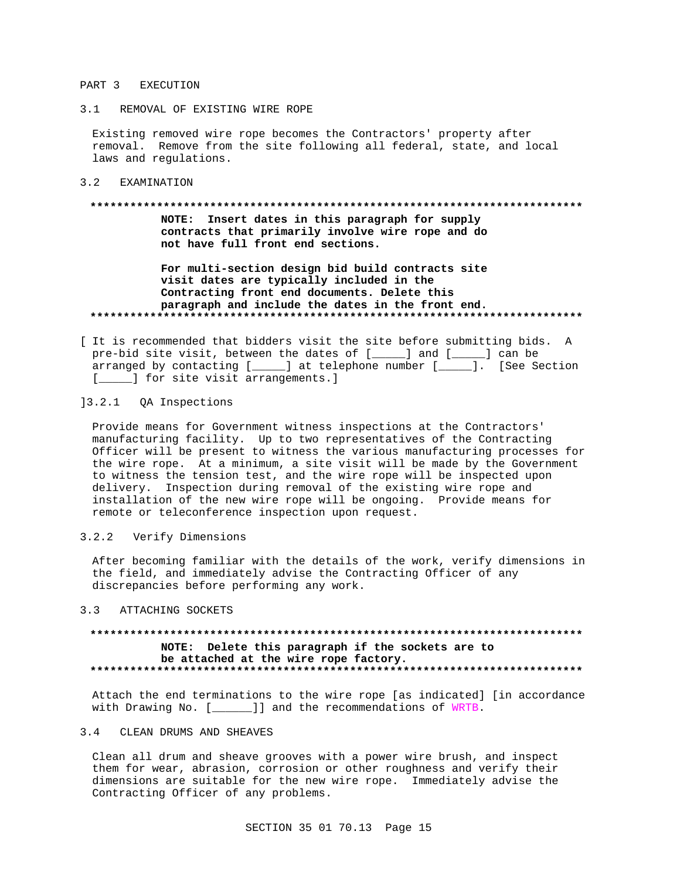# PART 3 EXECUTION

## 3.1 REMOVAL OF EXISTING WIRE ROPE

Existing removed wire rope becomes the Contractors' property after removal. Remove from the site following all federal, state, and local laws and regulations.

## 3.2 EXAMINATION

**************************************************************************

**NOTE: Insert dates in this paragraph for supply contracts that primarily involve wire rope and do not have full front end sections.**

**For multi-section design bid build contracts site visit dates are typically included in the Contracting front end documents. Delete this paragraph and include the dates in the front end.**

**************************************************************************

[ It is recommended that bidders visit the site before submitting bids. A pre-bid site visit, between the dates of [_____] and [_____] can be arranged by contacting [_____] at telephone number [_____]. [See Section [_____] for site visit arrangements.]

]

### 3.2.1 QA Inspections

Provide means for Government witness inspections at the Contractors' manufacturing facility. Up to two representatives of the Contracting Officer will be present to witness the various manufacturing processes for the wire rope. At a minimum, a site visit will be made by the Government to witness the tension test, and the wire rope will be inspected upon delivery. Inspection during removal of the existing wire rope and installation of the new wire rope will be ongoing. Provide means for remote or teleconference inspection upon request.

### 3.2.2 Verify Dimensions

After becoming familiar with the details of the work, verify dimensions in the field, and immediately advise the Contracting Officer of any discrepancies before performing any work.

## 3.3 ATTACHING SOCKETS

**************************************************************************

**NOTE: Delete this paragraph if the sockets are to be attached at the wire rope factory.**

**************************************************************************

Attach the end terminations to the wire rope [as indicated] [in accordance with Drawing No. [______]] and the recommendations of WRTB.

## 3.4 CLEAN DRUMS AND SHEAVES

Clean all drum and sheave grooves with a power wire brush, and inspect them for wear, abrasion, corrosion or other roughness and verify their dimensions are suitable for the new wire rope. Immediately advise the Contracting Officer of any problems.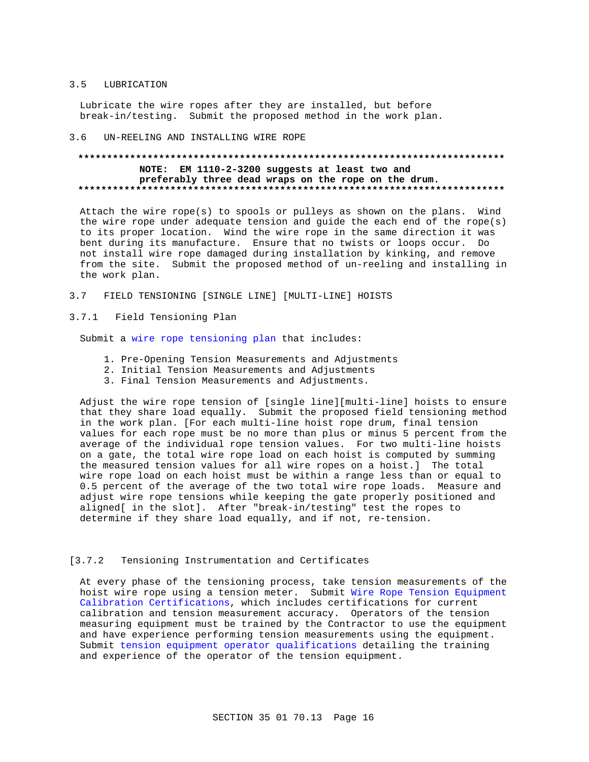## 3.5 LUBRICATION

Lubricate the wire ropes after they are installed, but before break-in/testing. Submit the proposed method in the work plan.

## 3.6 UN-REELING AND INSTALLING WIRE ROPE

**************************************************************************

**NOTE: EM 1110-2-3200 suggests at least two and preferably three dead wraps on the rope on the drum.**

**************************************************************************

Attach the wire rope(s) to spools or pulleys as shown on the plans. Wind the wire rope under adequate tension and guide the each end of the rope(s) to its proper location. Wind the wire rope in the same direction it was bent during its manufacture. Ensure that no twists or loops occur. Do not install wire rope damaged during installation by kinking, and remove from the site. Submit the proposed method of un-reeling and installing in the work plan.

## 3.7 FIELD TENSIONING [SINGLE LINE] [MULTI-LINE] HOISTS

### 3.7.1 Field Tensioning Plan

Submit a wire rope tensioning plan that includes:

1. Pre-Opening Tension Measurements and Adjustments
2. Initial Tension Measurements and Adjustments
3. Final Tension Measurements and Adjustments.

Adjust the wire rope tension of [single line][multi-line] hoists to ensure that they share load equally. Submit the proposed field tensioning method in the work plan. [For each multi-line hoist rope drum, final tension values for each rope must be no more than plus or minus 5 percent from the average of the individual rope tension values. For two multi-line hoists on a gate, the total wire rope load on each hoist is computed by summing the measured tension values for all wire ropes on a hoist.] The total wire rope load on each hoist must be within a range less than or equal to 0.5 percent of the average of the two total wire rope loads. Measure and adjust wire rope tensions while keeping the gate properly positioned and aligned[ in the slot]. After "break-in/testing" test the ropes to determine if they share load equally, and if not, re-tension.

### [3.7.2 Tensioning Instrumentation and Certificates

At every phase of the tensioning process, take tension measurements of the hoist wire rope using a tension meter. Submit Wire Rope Tension Equipment Calibration Certifications, which includes certifications for current calibration and tension measurement accuracy. Operators of the tension measuring equipment must be trained by the Contractor to use the equipment and have experience performing tension measurements using the equipment. Submit tension equipment operator qualifications detailing the training and experience of the operator of the tension equipment.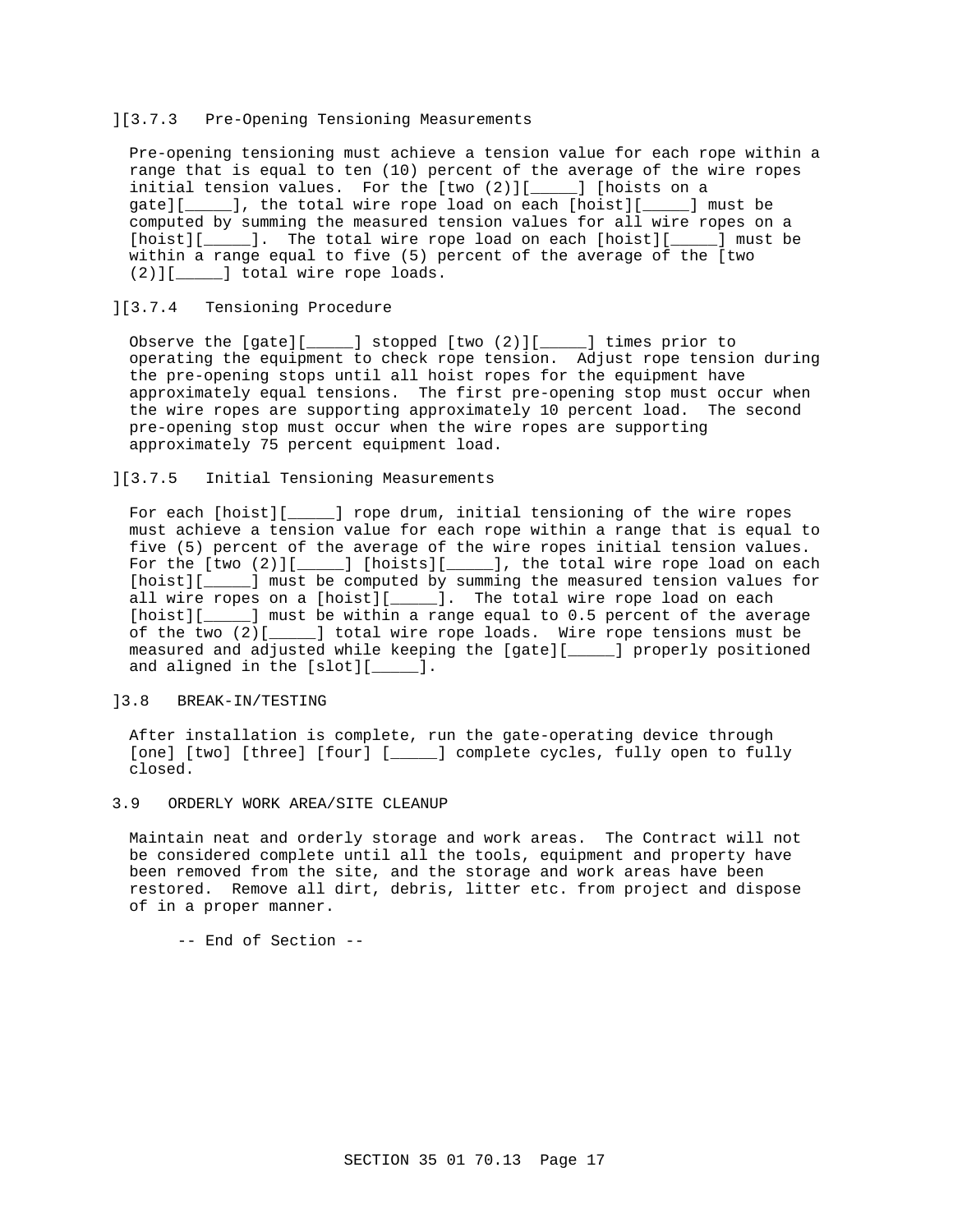][3.7.3 Pre-Opening Tensioning Measurements

Pre-opening tensioning must achieve a tension value for each rope within a range that is equal to ten (10) percent of the average of the wire ropes initial tension values. For the [two (2)][_____] [hoists on a gate][_____], the total wire rope load on each [hoist][_____] must be computed by summing the measured tension values for all wire ropes on a [hoist][_____]. The total wire rope load on each [hoist][_____] must be within a range equal to five (5) percent of the average of the [two (2)][_____] total wire rope loads.

][3.7.4 Tensioning Procedure

Observe the [gate][_____] stopped [two (2)][_____] times prior to operating the equipment to check rope tension. Adjust rope tension during the pre-opening stops until all hoist ropes for the equipment have approximately equal tensions. The first pre-opening stop must occur when the wire ropes are supporting approximately 10 percent load. The second pre-opening stop must occur when the wire ropes are supporting approximately 75 percent equipment load.

][3.7.5 Initial Tensioning Measurements

For each [hoist][_____] rope drum, initial tensioning of the wire ropes must achieve a tension value for each rope within a range that is equal to five (5) percent of the average of the wire ropes initial tension values. For the [two (2)][_____] [hoists][_____], the total wire rope load on each [hoist][_____] must be computed by summing the measured tension values for all wire ropes on a [hoist][_____]. The total wire rope load on each [hoist][_____] must be within a range equal to 0.5 percent of the average of the two (2)[_____] total wire rope loads. Wire rope tensions must be measured and adjusted while keeping the [gate][_____] properly positioned and aligned in the [slot][_____].

]3.8 BREAK-IN/TESTING

After installation is complete, run the gate-operating device through [one] [two] [three] [four] [_____] complete cycles, fully open to fully closed.

3.9 ORDERLY WORK AREA/SITE CLEANUP

Maintain neat and orderly storage and work areas. The Contract will not be considered complete until all the tools, equipment and property have been removed from the site, and the storage and work areas have been restored. Remove all dirt, debris, litter etc. from project and dispose of in a proper manner.

-- End of Section --